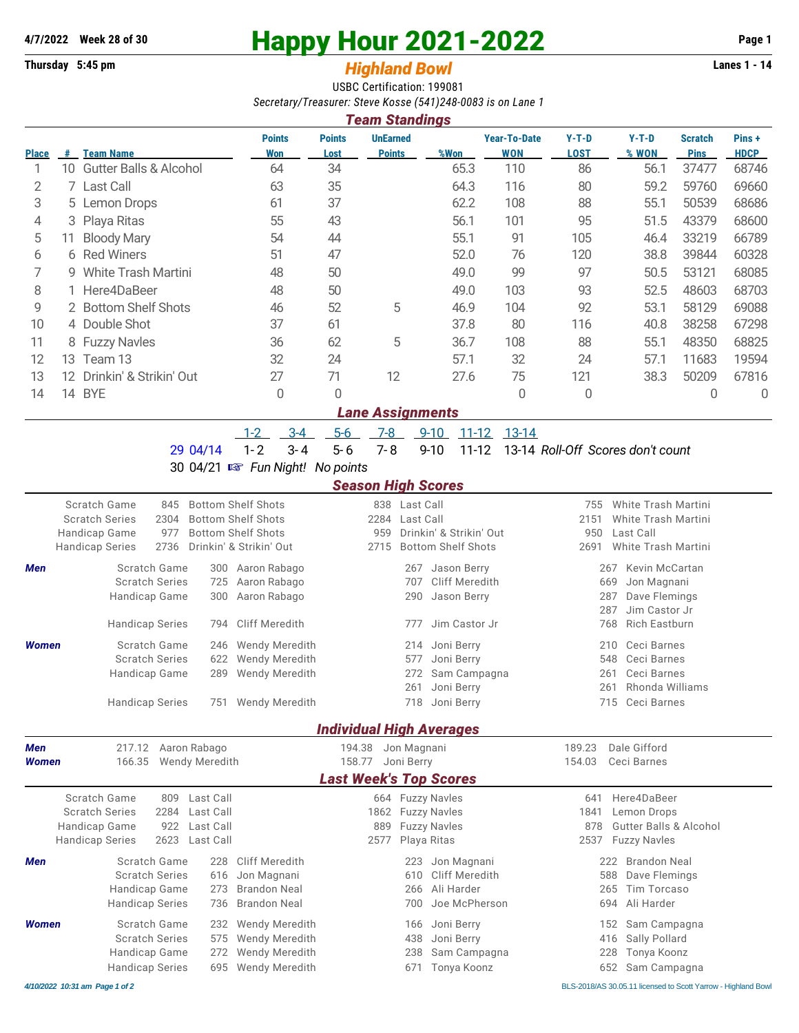**4/7/2022 Week 28 of 30**

# Happy Hour 2021-2022

**Thursday 5:45 pm**

## *Highland Bowl*

**Lanes 1 - 14**

USBC Certification: 199081

*Secretary/Treasurer: Steve Kosse (541)248-0083 is on Lane 1*

### *Team Standings*

| Place | # | Team Name | Points Won | Points Lost | UnEarned Points | %Won | Year-To-Date WON | Y-T-D LOST | Y-T-D % WON | Scratch Pins | Pins + HDCP |
|---|---|---|---|---|---|---|---|---|---|---|---|
| 1 | 10 | Gutter Balls & Alcohol | 64 | 34 | | 65.3 | 110 | 86 | 56.1 | 37477 | 68746 |
| 2 | 7 | Last Call | 63 | 35 | | 64.3 | 116 | 80 | 59.2 | 59760 | 69660 |
| 3 | 5 | Lemon Drops | 61 | 37 | | 62.2 | 108 | 88 | 55.1 | 50539 | 68686 |
| 4 | 3 | Playa Ritas | 55 | 43 | | 56.1 | 101 | 95 | 51.5 | 43379 | 68600 |
| 5 | 11 | Bloody Mary | 54 | 44 | | 55.1 | 91 | 105 | 46.4 | 33219 | 66789 |
| 6 | 6 | Red Winers | 51 | 47 | | 52.0 | 76 | 120 | 38.8 | 39844 | 60328 |
| 7 | 9 | White Trash Martini | 48 | 50 | | 49.0 | 99 | 97 | 50.5 | 53121 | 68085 |
| 8 | 1 | Here4DaBeer | 48 | 50 | | 49.0 | 103 | 93 | 52.5 | 48603 | 68703 |
| 9 | 2 | Bottom Shelf Shots | 46 | 52 | 5 | 46.9 | 104 | 92 | 53.1 | 58129 | 69088 |
| 10 | 4 | Double Shot | 37 | 61 | | 37.8 | 80 | 116 | 40.8 | 38258 | 67298 |
| 11 | 8 | Fuzzy Navles | 36 | 62 | 5 | 36.7 | 108 | 88 | 55.1 | 48350 | 68825 |
| 12 | 13 | Team 13 | 32 | 24 | | 57.1 | 32 | 24 | 57.1 | 11683 | 19594 |
| 13 | 12 | Drinkin' & Strikin' Out | 27 | 71 | 12 | 27.6 | 75 | 121 | 38.3 | 50209 | 67816 |
| 14 | 14 | BYE | 0 | 0 | | | 0 | 0 | | 0 | 0 |

### *Lane Assignments*

| | 1-2 | 3-4 | 5-6 | 7-8 | 9-10 | 11-12 | 13-14 | |
|---|---|---|---|---|---|---|---|---|
| 29 04/14 | 1- 2 | 3- 4 | 5- 6 | 7- 8 | 9-10 | 11-12 | 13-14 | *Roll-Off Scores don't count* |
| 30 04/21 ☞ | *Fun Night! No points* | | | | | | | |

### *Season High Scores*

| | | | | | | |
|---|---|---|---|---|---|---|
| Scratch Game | 845 | Bottom Shelf Shots | 838 | Last Call | 755 | White Trash Martini |
| Scratch Series | 2304 | Bottom Shelf Shots | 2284 | Last Call | 2151 | White Trash Martini |
| Handicap Game | 977 | Bottom Shelf Shots | 959 | Drinkin' & Strikin' Out | 950 | Last Call |
| Handicap Series | 2736 | Drinkin' & Strikin' Out | 2715 | Bottom Shelf Shots | 2691 | White Trash Martini |

| | | | | | | | |
|---|---|---|---|---|---|---|---|
| ***Men*** | Scratch Game | 300 | Aaron Rabago | 267 | Jason Berry | 267 | Kevin McCartan |
| | Scratch Series | 725 | Aaron Rabago | 707 | Cliff Meredith | 669 | Jon Magnani |
| | Handicap Game | 300 | Aaron Rabago | 290 | Jason Berry | 287 | Dave Flemings |
| | | | | | | 287 | Jim Castor Jr |
| | Handicap Series | 794 | Cliff Meredith | 777 | Jim Castor Jr | 768 | Rich Eastburn |
| ***Women*** | Scratch Game | 246 | Wendy Meredith | 214 | Joni Berry | 210 | Ceci Barnes |
| | Scratch Series | 622 | Wendy Meredith | 577 | Joni Berry | 548 | Ceci Barnes |
| | Handicap Game | 289 | Wendy Meredith | 272 | Sam Campagna | 261 | Ceci Barnes |
| | | | | 261 | Joni Berry | 261 | Rhonda Williams |
| | Handicap Series | 751 | Wendy Meredith | 718 | Joni Berry | 715 | Ceci Barnes |

### *Individual High Averages*

| | | | | | | |
|---|---|---|---|---|---|---|
| ***Men*** | 217.12 | Aaron Rabago | 194.38 | Jon Magnani | 189.23 | Dale Gifford |
| ***Women*** | 166.35 | Wendy Meredith | 158.77 | Joni Berry | 154.03 | Ceci Barnes |

### *Last Week's Top Scores*

| | | | | | | |
|---|---|---|---|---|---|---|
| Scratch Game | 809 | Last Call | 664 | Fuzzy Navles | 641 | Here4DaBeer |
| Scratch Series | 2284 | Last Call | 1862 | Fuzzy Navles | 1841 | Lemon Drops |
| Handicap Game | 922 | Last Call | 889 | Fuzzy Navles | 878 | Gutter Balls & Alcohol |
| Handicap Series | 2623 | Last Call | 2577 | Playa Ritas | 2537 | Fuzzy Navles |

| | | | | | | | |
|---|---|---|---|---|---|---|---|
| ***Men*** | Scratch Game | 228 | Cliff Meredith | 223 | Jon Magnani | 222 | Brandon Neal |
| | Scratch Series | 616 | Jon Magnani | 610 | Cliff Meredith | 588 | Dave Flemings |
| | Handicap Game | 273 | Brandon Neal | 266 | Ali Harder | 265 | Tim Torcaso |
| | Handicap Series | 736 | Brandon Neal | 700 | Joe McPherson | 694 | Ali Harder |
| ***Women*** | Scratch Game | 232 | Wendy Meredith | 166 | Joni Berry | 152 | Sam Campagna |
| | Scratch Series | 575 | Wendy Meredith | 438 | Joni Berry | 416 | Sally Pollard |
| | Handicap Game | 272 | Wendy Meredith | 238 | Sam Campagna | 228 | Tonya Koonz |
| | Handicap Series | 695 | Wendy Meredith | 671 | Tonya Koonz | 652 | Sam Campagna |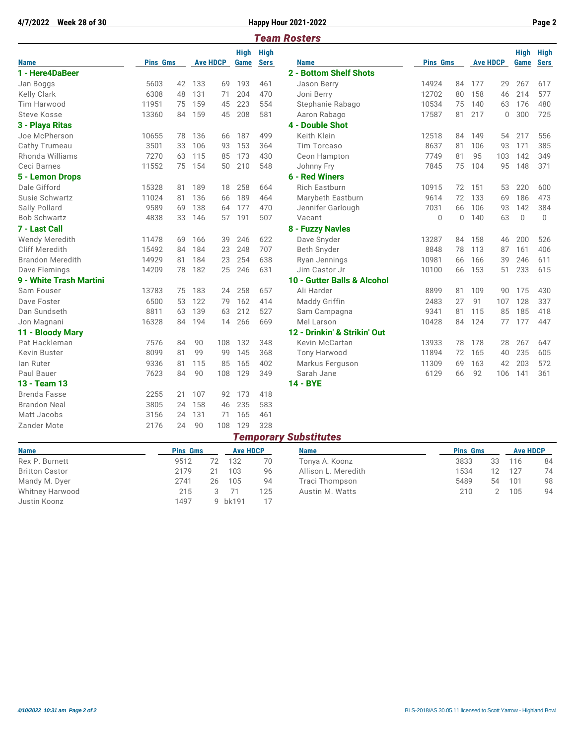4/7/2022 Week 28 of 30 — Happy Hour 2021-2022

## Team Rosters

| Name | Pins | Gms | Ave | HDCP | High Game | High Sers |
|---|---|---|---|---|---|---|
| **1 - Here4DaBeer** | | | | | | |
| Jan Boggs | 5603 | 42 | 133 | 69 | 193 | 461 |
| Kelly Clark | 6308 | 48 | 131 | 71 | 204 | 470 |
| Tim Harwood | 11951 | 75 | 159 | 45 | 223 | 554 |
| Steve Kosse | 13360 | 84 | 159 | 45 | 208 | 581 |
| **2 - Bottom Shelf Shots** | | | | | | |
| Jason Berry | 14924 | 84 | 177 | 29 | 267 | 617 |
| Joni Berry | 12702 | 80 | 158 | 46 | 214 | 577 |
| Stephanie Rabago | 10534 | 75 | 140 | 63 | 176 | 480 |
| Aaron Rabago | 17587 | 81 | 217 | 0 | 300 | 725 |
| **3 - Playa Ritas** | | | | | | |
| Joe McPherson | 10655 | 78 | 136 | 66 | 187 | 499 |
| Cathy Trumeau | 3501 | 33 | 106 | 93 | 153 | 364 |
| Rhonda Williams | 7270 | 63 | 115 | 85 | 173 | 430 |
| Ceci Barnes | 11552 | 75 | 154 | 50 | 210 | 548 |
| **4 - Double Shot** | | | | | | |
| Keith Klein | 12518 | 84 | 149 | 54 | 217 | 556 |
| Tim Torcaso | 8637 | 81 | 106 | 93 | 171 | 385 |
| Ceon Hampton | 7749 | 81 | 95 | 103 | 142 | 349 |
| Johnny Fry | 7845 | 75 | 104 | 95 | 148 | 371 |
| **5 - Lemon Drops** | | | | | | |
| Dale Gifford | 15328 | 81 | 189 | 18 | 258 | 664 |
| Susie Schwartz | 11024 | 81 | 136 | 66 | 189 | 464 |
| Sally Pollard | 9589 | 69 | 138 | 64 | 177 | 470 |
| Bob Schwartz | 4838 | 33 | 146 | 57 | 191 | 507 |
| **6 - Red Winers** | | | | | | |
| Rich Eastburn | 10915 | 72 | 151 | 53 | 220 | 600 |
| Marybeth Eastburn | 9614 | 72 | 133 | 69 | 186 | 473 |
| Jennifer Garlough | 7031 | 66 | 106 | 93 | 142 | 384 |
| Vacant | 0 | 0 | 140 | 63 | 0 | 0 |
| **7 - Last Call** | | | | | | |
| Wendy Meredith | 11478 | 69 | 166 | 39 | 246 | 622 |
| Cliff Meredith | 15492 | 84 | 184 | 23 | 248 | 707 |
| Brandon Meredith | 14929 | 81 | 184 | 23 | 254 | 638 |
| Dave Flemings | 14209 | 78 | 182 | 25 | 246 | 631 |
| **8 - Fuzzy Navles** | | | | | | |
| Dave Snyder | 13287 | 84 | 158 | 46 | 200 | 526 |
| Beth Snyder | 8848 | 78 | 113 | 87 | 161 | 406 |
| Ryan Jennings | 10981 | 66 | 166 | 39 | 246 | 611 |
| Jim Castor Jr | 10100 | 66 | 153 | 51 | 233 | 615 |
| **9 - White Trash Martini** | | | | | | |
| Sam Fouser | 13783 | 75 | 183 | 24 | 258 | 657 |
| Dave Foster | 6500 | 53 | 122 | 79 | 162 | 414 |
| Dan Sundseth | 8811 | 63 | 139 | 63 | 212 | 527 |
| Jon Magnani | 16328 | 84 | 194 | 14 | 266 | 669 |
| **10 - Gutter Balls & Alcohol** | | | | | | |
| Ali Harder | 8899 | 81 | 109 | 90 | 175 | 430 |
| Maddy Griffin | 2483 | 27 | 91 | 107 | 128 | 337 |
| Sam Campagna | 9341 | 81 | 115 | 85 | 185 | 418 |
| Mel Larson | 10428 | 84 | 124 | 77 | 177 | 447 |
| **11 - Bloody Mary** | | | | | | |
| Pat Hackleman | 7576 | 84 | 90 | 108 | 132 | 348 |
| Kevin Buster | 8099 | 81 | 99 | 99 | 145 | 368 |
| Ian Ruter | 9336 | 81 | 115 | 85 | 165 | 402 |
| Paul Bauer | 7623 | 84 | 90 | 108 | 129 | 349 |
| **12 - Drinkin' & Strikin' Out** | | | | | | |
| Kevin McCartan | 13933 | 78 | 178 | 28 | 267 | 647 |
| Tony Harwood | 11894 | 72 | 165 | 40 | 235 | 605 |
| Markus Ferguson | 11309 | 69 | 163 | 42 | 203 | 572 |
| Sarah Jane | 6129 | 66 | 92 | 106 | 141 | 361 |
| **13 - Team 13** | | | | | | |
| Brenda Fasse | 2255 | 21 | 107 | 92 | 173 | 418 |
| Brandon Neal | 3805 | 24 | 158 | 46 | 235 | 583 |
| Matt Jacobs | 3156 | 24 | 131 | 71 | 165 | 461 |
| Zander Mote | 2176 | 24 | 90 | 108 | 129 | 328 |
| **14 - BYE** | | | | | | |

## Temporary Substitutes

| Name | Pins | Gms | Ave | HDCP |
|---|---|---|---|---|
| Rex P. Burnett | 9512 | 72 | 132 | 70 |
| Britton Castor | 2179 | 21 | 103 | 96 |
| Mandy M. Dyer | 2741 | 26 | 105 | 94 |
| Whitney Harwood | 215 | 3 | 71 | 125 |
| Justin Koonz | 1497 | 9 | bk191 | 17 |
| Tonya A. Koonz | 3833 | 33 | 116 | 84 |
| Allison L. Meredith | 1534 | 12 | 127 | 74 |
| Traci Thompson | 5489 | 54 | 101 | 98 |
| Austin M. Watts | 210 | 2 | 105 | 94 |